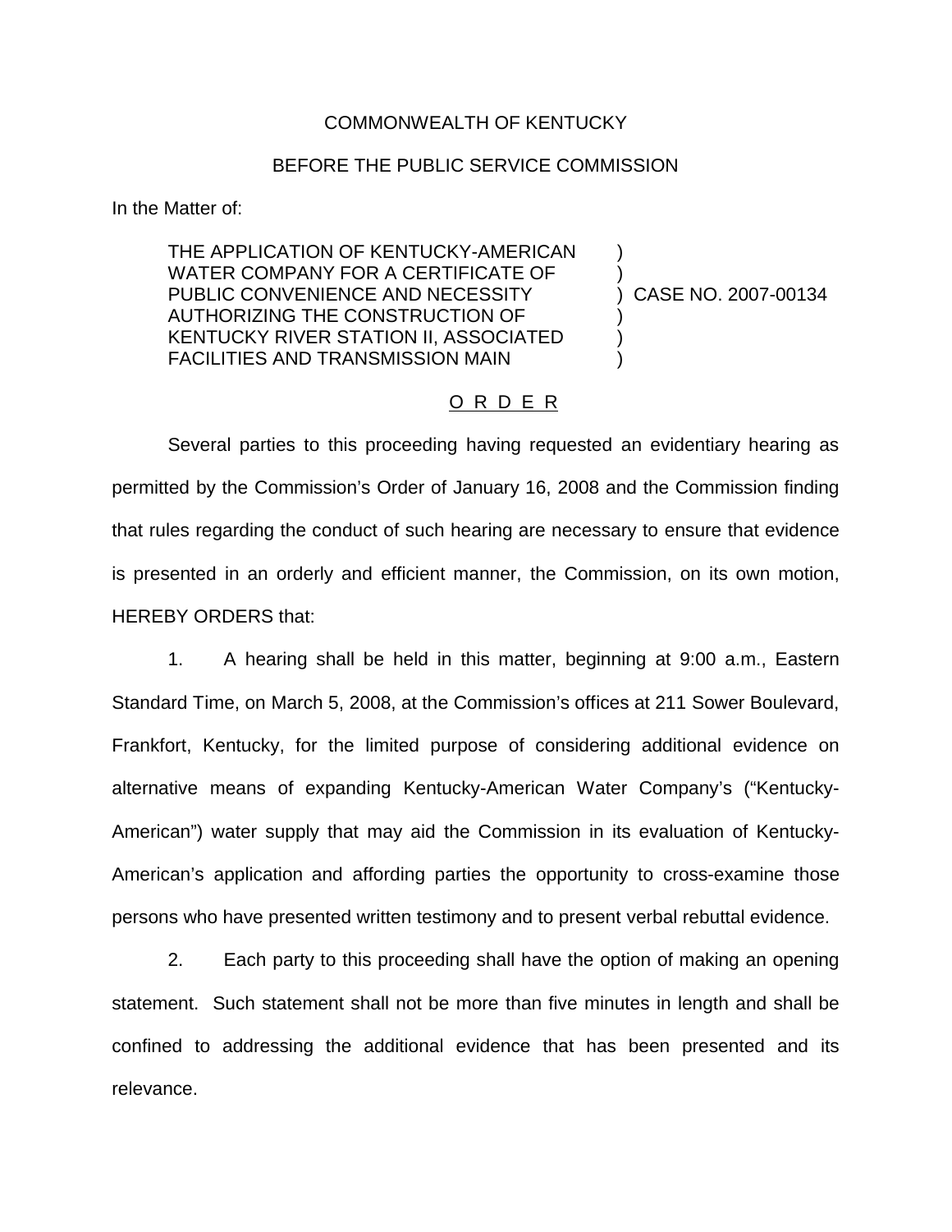COMMONWEALTH OF KENTUCKY

BEFORE THE PUBLIC SERVICE COMMISSION

In the Matter of:

| | | |
|---|---|---|
| THE APPLICATION OF KENTUCKY-AMERICAN WATER COMPANY FOR A CERTIFICATE OF PUBLIC CONVENIENCE AND NECESSITY AUTHORIZING THE CONSTRUCTION OF KENTUCKY RIVER STATION II, ASSOCIATED FACILITIES AND TRANSMISSION MAIN | ) | CASE NO. 2007-00134 |

O R D E R

Several parties to this proceeding having requested an evidentiary hearing as permitted by the Commission's Order of January 16, 2008 and the Commission finding that rules regarding the conduct of such hearing are necessary to ensure that evidence is presented in an orderly and efficient manner, the Commission, on its own motion, HEREBY ORDERS that:

1. A hearing shall be held in this matter, beginning at 9:00 a.m., Eastern Standard Time, on March 5, 2008, at the Commission's offices at 211 Sower Boulevard, Frankfort, Kentucky, for the limited purpose of considering additional evidence on alternative means of expanding Kentucky-American Water Company's ("Kentucky-American") water supply that may aid the Commission in its evaluation of Kentucky-American's application and affording parties the opportunity to cross-examine those persons who have presented written testimony and to present verbal rebuttal evidence.

2. Each party to this proceeding shall have the option of making an opening statement. Such statement shall not be more than five minutes in length and shall be confined to addressing the additional evidence that has been presented and its relevance.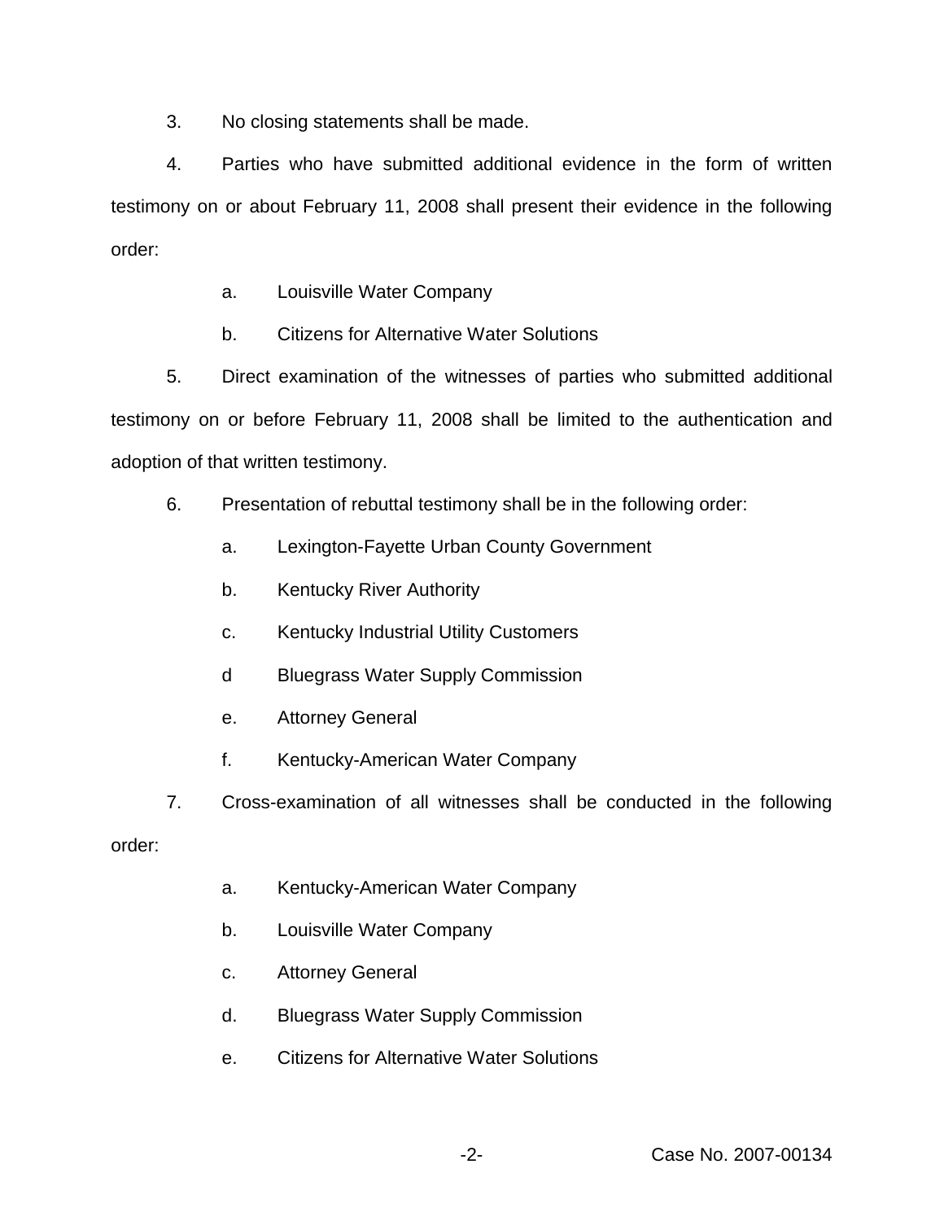3. No closing statements shall be made.

4. Parties who have submitted additional evidence in the form of written testimony on or about February 11, 2008 shall present their evidence in the following order:

   a. Louisville Water Company

   b. Citizens for Alternative Water Solutions

5. Direct examination of the witnesses of parties who submitted additional testimony on or before February 11, 2008 shall be limited to the authentication and adoption of that written testimony.

6. Presentation of rebuttal testimony shall be in the following order:

   a. Lexington-Fayette Urban County Government

   b. Kentucky River Authority

   c. Kentucky Industrial Utility Customers

   d Bluegrass Water Supply Commission

   e. Attorney General

   f. Kentucky-American Water Company

7. Cross-examination of all witnesses shall be conducted in the following order:

   a. Kentucky-American Water Company

   b. Louisville Water Company

   c. Attorney General

   d. Bluegrass Water Supply Commission

   e. Citizens for Alternative Water Solutions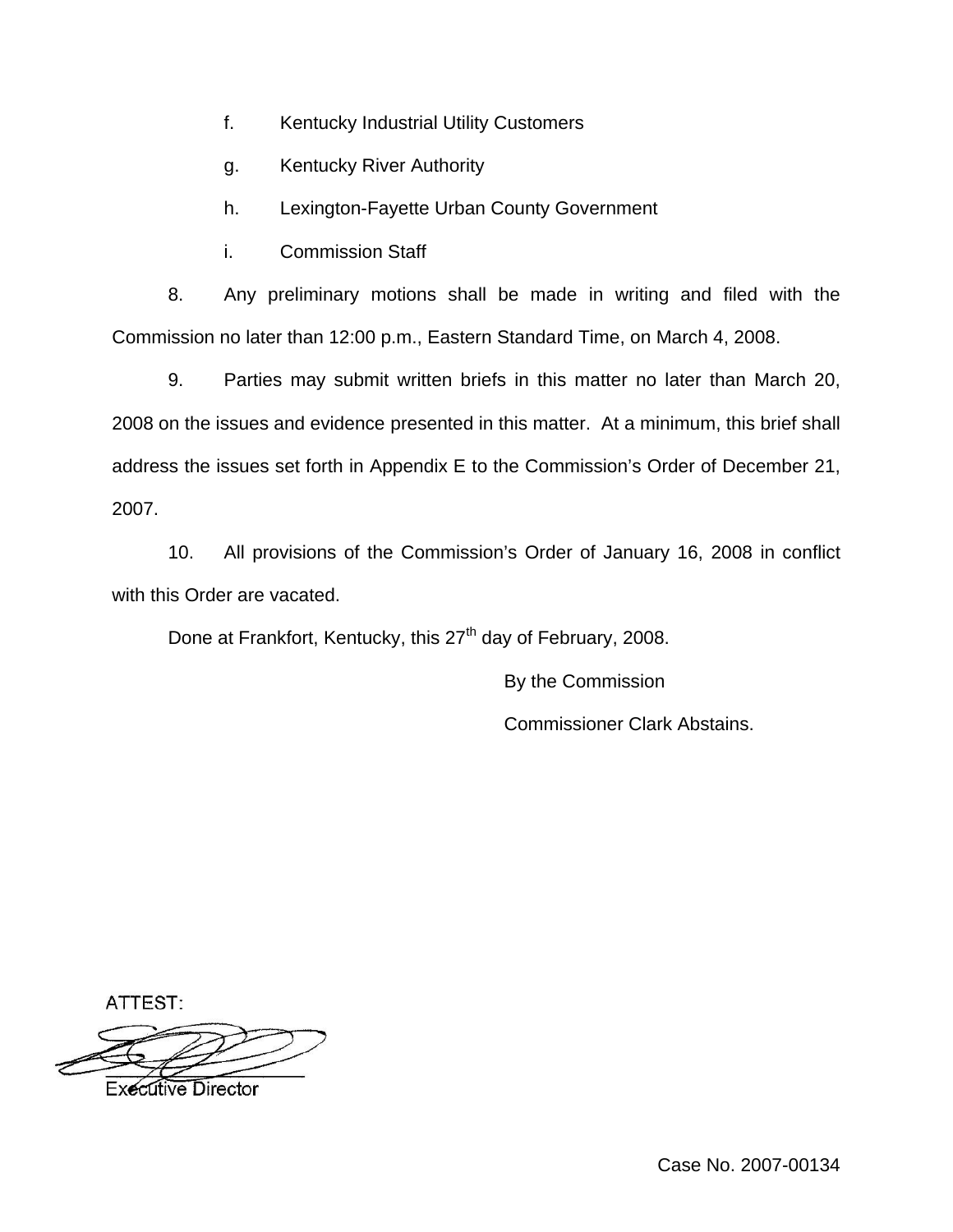f. Kentucky Industrial Utility Customers

g. Kentucky River Authority

h. Lexington-Fayette Urban County Government

i. Commission Staff

8. Any preliminary motions shall be made in writing and filed with the Commission no later than 12:00 p.m., Eastern Standard Time, on March 4, 2008.

9. Parties may submit written briefs in this matter no later than March 20, 2008 on the issues and evidence presented in this matter. At a minimum, this brief shall address the issues set forth in Appendix E to the Commission's Order of December 21, 2007.

10. All provisions of the Commission's Order of January 16, 2008 in conflict with this Order are vacated.

Done at Frankfort, Kentucky, this 27th day of February, 2008.

By the Commission

Commissioner Clark Abstains.

ATTEST:

Executive Director

Case No. 2007-00134